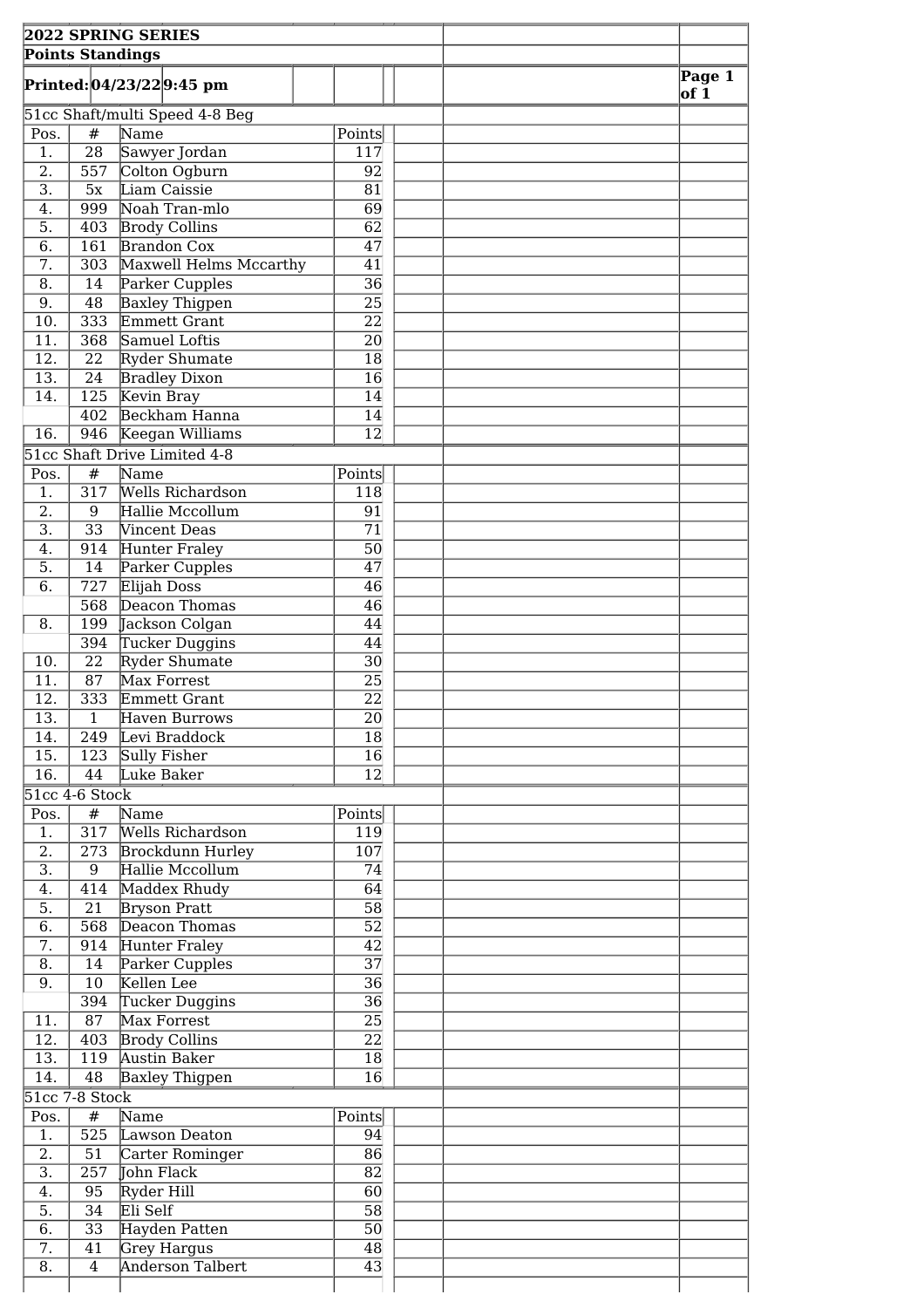**2022 SPRING SERIES**

**Points Standings**

**Printed: 04/23/22 9:45 pm**

51cc Shaft/multi Speed 4-8 Beg

| Pos. | # | Name | Points |
|---|---|---|---|
| 1. | 28 | Sawyer Jordan | 117 |
| 2. | 557 | Colton Ogburn | 92 |
| 3. | 5x | Liam Caissie | 81 |
| 4. | 999 | Noah Tran-mlo | 69 |
| 5. | 403 | Brody Collins | 62 |
| 6. | 161 | Brandon Cox | 47 |
| 7. | 303 | Maxwell Helms Mccarthy | 41 |
| 8. | 14 | Parker Cupples | 36 |
| 9. | 48 | Baxley Thigpen | 25 |
| 10. | 333 | Emmett Grant | 22 |
| 11. | 368 | Samuel Loftis | 20 |
| 12. | 22 | Ryder Shumate | 18 |
| 13. | 24 | Bradley Dixon | 16 |
| 14. | 125 | Kevin Bray | 14 |
| | 402 | Beckham Hanna | 14 |
| 16. | 946 | Keegan Williams | 12 |

51cc Shaft Drive Limited 4-8

| Pos. | # | Name | Points |
|---|---|---|---|
| 1. | 317 | Wells Richardson | 118 |
| 2. | 9 | Hallie Mccollum | 91 |
| 3. | 33 | Vincent Deas | 71 |
| 4. | 914 | Hunter Fraley | 50 |
| 5. | 14 | Parker Cupples | 47 |
| 6. | 727 | Elijah Doss | 46 |
| | 568 | Deacon Thomas | 46 |
| 8. | 199 | Jackson Colgan | 44 |
| | 394 | Tucker Duggins | 44 |
| 10. | 22 | Ryder Shumate | 30 |
| 11. | 87 | Max Forrest | 25 |
| 12. | 333 | Emmett Grant | 22 |
| 13. | 1 | Haven Burrows | 20 |
| 14. | 249 | Levi Braddock | 18 |
| 15. | 123 | Sully Fisher | 16 |
| 16. | 44 | Luke Baker | 12 |

51cc 4-6 Stock

| Pos. | # | Name | Points |
|---|---|---|---|
| 1. | 317 | Wells Richardson | 119 |
| 2. | 273 | Brockdunn Hurley | 107 |
| 3. | 9 | Hallie Mccollum | 74 |
| 4. | 414 | Maddex Rhudy | 64 |
| 5. | 21 | Bryson Pratt | 58 |
| 6. | 568 | Deacon Thomas | 52 |
| 7. | 914 | Hunter Fraley | 42 |
| 8. | 14 | Parker Cupples | 37 |
| 9. | 10 | Kellen Lee | 36 |
| | 394 | Tucker Duggins | 36 |
| 11. | 87 | Max Forrest | 25 |
| 12. | 403 | Brody Collins | 22 |
| 13. | 119 | Austin Baker | 18 |
| 14. | 48 | Baxley Thigpen | 16 |

51cc 7-8 Stock

| Pos. | # | Name | Points |
|---|---|---|---|
| 1. | 525 | Lawson Deaton | 94 |
| 2. | 51 | Carter Rominger | 86 |
| 3. | 257 | John Flack | 82 |
| 4. | 95 | Ryder Hill | 60 |
| 5. | 34 | Eli Self | 58 |
| 6. | 33 | Hayden Patten | 50 |
| 7. | 41 | Grey Hargus | 48 |
| 8. | 4 | Anderson Talbert | 43 |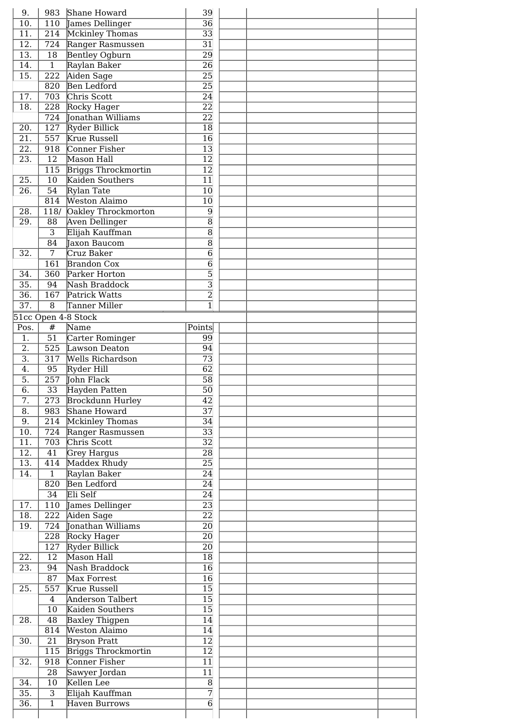| Pos. | # | Name | Points |
|---|---|---|---|
| 9. | 983 | Shane Howard | 39 |
| 10. | 110 | James Dellinger | 36 |
| 11. | 214 | Mckinley Thomas | 33 |
| 12. | 724 | Ranger Rasmussen | 31 |
| 13. | 18 | Bentley Ogburn | 29 |
| 14. | 1 | Raylan Baker | 26 |
| 15. | 222 | Aiden Sage | 25 |
| | 820 | Ben Ledford | 25 |
| 17. | 703 | Chris Scott | 24 |
| 18. | 228 | Rocky Hager | 22 |
| | 724 | Jonathan Williams | 22 |
| 20. | 127 | Ryder Billick | 18 |
| 21. | 557 | Krue Russell | 16 |
| 22. | 918 | Conner Fisher | 13 |
| 23. | 12 | Mason Hall | 12 |
| | 115 | Briggs Throckmortin | 12 |
| 25. | 10 | Kaiden Southers | 11 |
| 26. | 54 | Rylan Tate | 10 |
| | 814 | Weston Alaimo | 10 |
| 28. | 118/ | Oakley Throckmorton | 9 |
| 29. | 88 | Aven Dellinger | 8 |
| | 3 | Elijah Kauffman | 8 |
| | 84 | Jaxon Baucom | 8 |
| 32. | 7 | Cruz Baker | 6 |
| | 161 | Brandon Cox | 6 |
| 34. | 360 | Parker Horton | 5 |
| 35. | 94 | Nash Braddock | 3 |
| 36. | 167 | Patrick Watts | 2 |
| 37. | 8 | Tanner Miller | 1 |

51cc Open 4-8 Stock

| Pos. | # | Name | Points |
|---|---|---|---|
| 1. | 51 | Carter Rominger | 99 |
| 2. | 525 | Lawson Deaton | 94 |
| 3. | 317 | Wells Richardson | 73 |
| 4. | 95 | Ryder Hill | 62 |
| 5. | 257 | John Flack | 58 |
| 6. | 33 | Hayden Patten | 50 |
| 7. | 273 | Brockdunn Hurley | 42 |
| 8. | 983 | Shane Howard | 37 |
| 9. | 214 | Mckinley Thomas | 34 |
| 10. | 724 | Ranger Rasmussen | 33 |
| 11. | 703 | Chris Scott | 32 |
| 12. | 41 | Grey Hargus | 28 |
| 13. | 414 | Maddex Rhudy | 25 |
| 14. | 1 | Raylan Baker | 24 |
| | 820 | Ben Ledford | 24 |
| | 34 | Eli Self | 24 |
| 17. | 110 | James Dellinger | 23 |
| 18. | 222 | Aiden Sage | 22 |
| 19. | 724 | Jonathan Williams | 20 |
| | 228 | Rocky Hager | 20 |
| | 127 | Ryder Billick | 20 |
| 22. | 12 | Mason Hall | 18 |
| 23. | 94 | Nash Braddock | 16 |
| | 87 | Max Forrest | 16 |
| 25. | 557 | Krue Russell | 15 |
| | 4 | Anderson Talbert | 15 |
| | 10 | Kaiden Southers | 15 |
| 28. | 48 | Baxley Thigpen | 14 |
| | 814 | Weston Alaimo | 14 |
| 30. | 21 | Bryson Pratt | 12 |
| | 115 | Briggs Throckmortin | 12 |
| 32. | 918 | Conner Fisher | 11 |
| | 28 | Sawyer Jordan | 11 |
| 34. | 10 | Kellen Lee | 8 |
| 35. | 3 | Elijah Kauffman | 7 |
| 36. | 1 | Haven Burrows | 6 |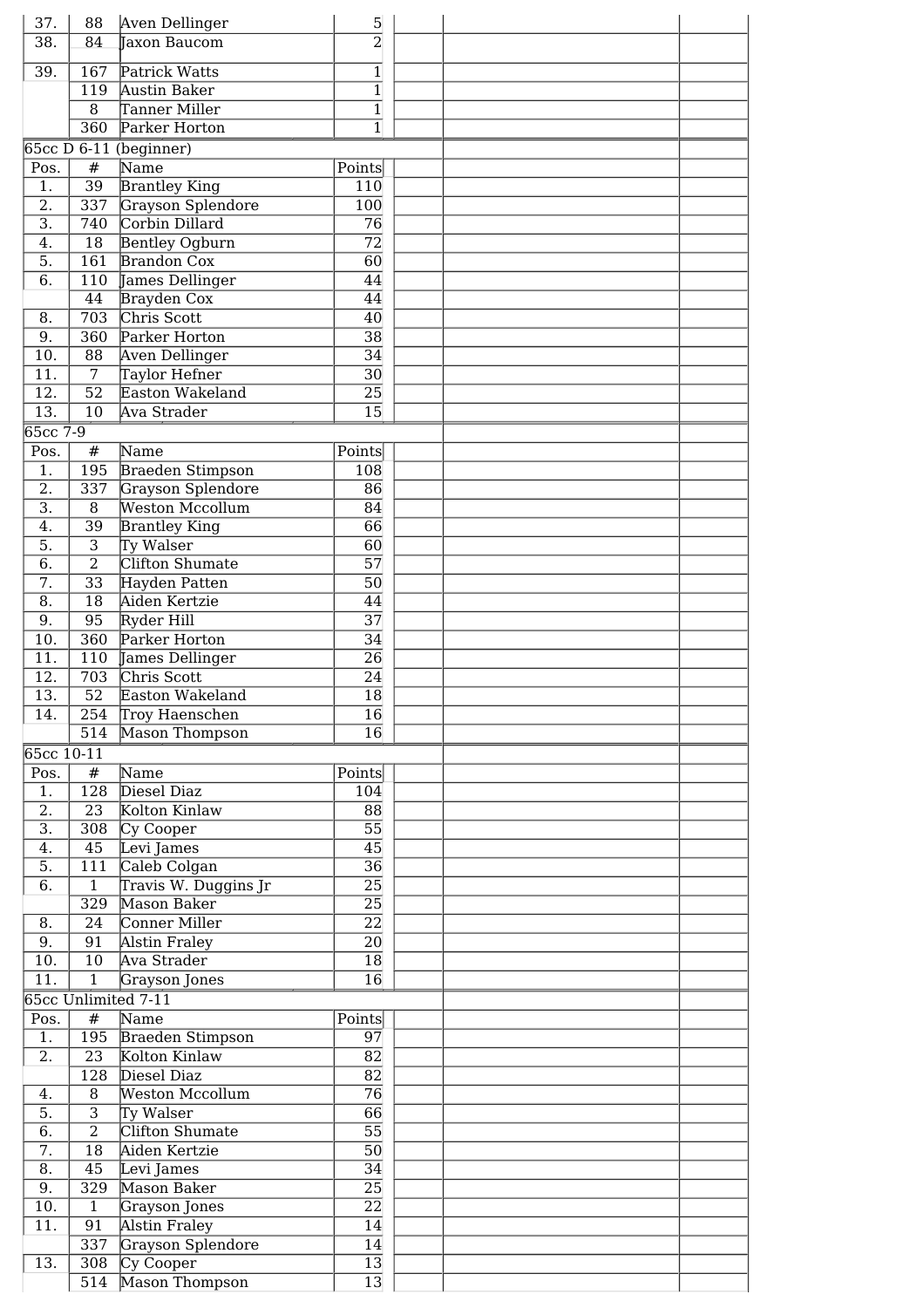| Pos. | # | Name | Points |
|---|---|---|---|
| 37. | 88 | Aven Dellinger | 5 |
| 38. | 84 | Jaxon Baucom | 2 |
| 39. | 167 | Patrick Watts | 1 |
| | 119 | Austin Baker | 1 |
| | 8 | Tanner Miller | 1 |
| | 360 | Parker Horton | 1 |

65cc D 6-11 (beginner)

| Pos. | # | Name | Points |
|---|---|---|---|
| 1. | 39 | Brantley King | 110 |
| 2. | 337 | Grayson Splendore | 100 |
| 3. | 740 | Corbin Dillard | 76 |
| 4. | 18 | Bentley Ogburn | 72 |
| 5. | 161 | Brandon Cox | 60 |
| 6. | 110 | James Dellinger | 44 |
| | 44 | Brayden Cox | 44 |
| 8. | 703 | Chris Scott | 40 |
| 9. | 360 | Parker Horton | 38 |
| 10. | 88 | Aven Dellinger | 34 |
| 11. | 7 | Taylor Hefner | 30 |
| 12. | 52 | Easton Wakeland | 25 |
| 13. | 10 | Ava Strader | 15 |

65cc 7-9

| Pos. | # | Name | Points |
|---|---|---|---|
| 1. | 195 | Braeden Stimpson | 108 |
| 2. | 337 | Grayson Splendore | 86 |
| 3. | 8 | Weston Mccollum | 84 |
| 4. | 39 | Brantley King | 66 |
| 5. | 3 | Ty Walser | 60 |
| 6. | 2 | Clifton Shumate | 57 |
| 7. | 33 | Hayden Patten | 50 |
| 8. | 18 | Aiden Kertzie | 44 |
| 9. | 95 | Ryder Hill | 37 |
| 10. | 360 | Parker Horton | 34 |
| 11. | 110 | James Dellinger | 26 |
| 12. | 703 | Chris Scott | 24 |
| 13. | 52 | Easton Wakeland | 18 |
| 14. | 254 | Troy Haenschen | 16 |
| | 514 | Mason Thompson | 16 |

65cc 10-11

| Pos. | # | Name | Points |
|---|---|---|---|
| 1. | 128 | Diesel Diaz | 104 |
| 2. | 23 | Kolton Kinlaw | 88 |
| 3. | 308 | Cy Cooper | 55 |
| 4. | 45 | Levi James | 45 |
| 5. | 111 | Caleb Colgan | 36 |
| 6. | 1 | Travis W. Duggins Jr | 25 |
| | 329 | Mason Baker | 25 |
| 8. | 24 | Conner Miller | 22 |
| 9. | 91 | Alstin Fraley | 20 |
| 10. | 10 | Ava Strader | 18 |
| 11. | 1 | Grayson Jones | 16 |

65cc Unlimited 7-11

| Pos. | # | Name | Points |
|---|---|---|---|
| 1. | 195 | Braeden Stimpson | 97 |
| 2. | 23 | Kolton Kinlaw | 82 |
| | 128 | Diesel Diaz | 82 |
| 4. | 8 | Weston Mccollum | 76 |
| 5. | 3 | Ty Walser | 66 |
| 6. | 2 | Clifton Shumate | 55 |
| 7. | 18 | Aiden Kertzie | 50 |
| 8. | 45 | Levi James | 34 |
| 9. | 329 | Mason Baker | 25 |
| 10. | 1 | Grayson Jones | 22 |
| 11. | 91 | Alstin Fraley | 14 |
| | 337 | Grayson Splendore | 14 |
| 13. | 308 | Cy Cooper | 13 |
| | 514 | Mason Thompson | 13 |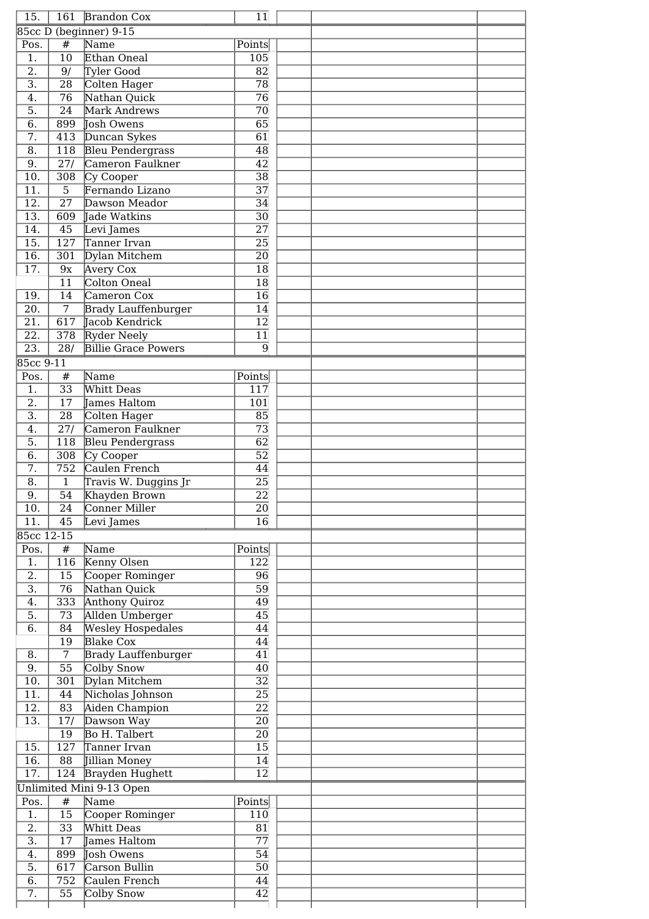| 15. | 161 | Brandon Cox | 11 |
|---|---|---|---|

## 85cc D (beginner) 9-15

| Pos. | # | Name | Points |
|---|---|---|---|
| 1. | 10 | Ethan Oneal | 105 |
| 2. | 9/ | Tyler Good | 82 |
| 3. | 28 | Colten Hager | 78 |
| 4. | 76 | Nathan Quick | 76 |
| 5. | 24 | Mark Andrews | 70 |
| 6. | 899 | Josh Owens | 65 |
| 7. | 413 | Duncan Sykes | 61 |
| 8. | 118 | Bleu Pendergrass | 48 |
| 9. | 27/ | Cameron Faulkner | 42 |
| 10. | 308 | Cy Cooper | 38 |
| 11. | 5 | Fernando Lizano | 37 |
| 12. | 27 | Dawson Meador | 34 |
| 13. | 609 | Jade Watkins | 30 |
| 14. | 45 | Levi James | 27 |
| 15. | 127 | Tanner Irvan | 25 |
| 16. | 301 | Dylan Mitchem | 20 |
| 17. | 9x | Avery Cox | 18 |
| | 11 | Colton Oneal | 18 |
| 19. | 14 | Cameron Cox | 16 |
| 20. | 7 | Brady Lauffenburger | 14 |
| 21. | 617 | Jacob Kendrick | 12 |
| 22. | 378 | Ryder Neely | 11 |
| 23. | 28/ | Billie Grace Powers | 9 |

## 85cc 9-11

| Pos. | # | Name | Points |
|---|---|---|---|
| 1. | 33 | Whitt Deas | 117 |
| 2. | 17 | James Haltom | 101 |
| 3. | 28 | Colten Hager | 85 |
| 4. | 27/ | Cameron Faulkner | 73 |
| 5. | 118 | Bleu Pendergrass | 62 |
| 6. | 308 | Cy Cooper | 52 |
| 7. | 752 | Caulen French | 44 |
| 8. | 1 | Travis W. Duggins Jr | 25 |
| 9. | 54 | Khayden Brown | 22 |
| 10. | 24 | Conner Miller | 20 |
| 11. | 45 | Levi James | 16 |

## 85cc 12-15

| Pos. | # | Name | Points |
|---|---|---|---|
| 1. | 116 | Kenny Olsen | 122 |
| 2. | 15 | Cooper Rominger | 96 |
| 3. | 76 | Nathan Quick | 59 |
| 4. | 333 | Anthony Quiroz | 49 |
| 5. | 73 | Allden Umberger | 45 |
| 6. | 84 | Wesley Hospedales | 44 |
| | 19 | Blake Cox | 44 |
| 8. | 7 | Brady Lauffenburger | 41 |
| 9. | 55 | Colby Snow | 40 |
| 10. | 301 | Dylan Mitchem | 32 |
| 11. | 44 | Nicholas Johnson | 25 |
| 12. | 83 | Aiden Champion | 22 |
| 13. | 17/ | Dawson Way | 20 |
| | 19 | Bo H. Talbert | 20 |
| 15. | 127 | Tanner Irvan | 15 |
| 16. | 88 | Jillian Money | 14 |
| 17. | 124 | Brayden Hughett | 12 |

## Unlimited Mini 9-13 Open

| Pos. | # | Name | Points |
|---|---|---|---|
| 1. | 15 | Cooper Rominger | 110 |
| 2. | 33 | Whitt Deas | 81 |
| 3. | 17 | James Haltom | 77 |
| 4. | 899 | Josh Owens | 54 |
| 5. | 617 | Carson Bullin | 50 |
| 6. | 752 | Caulen French | 44 |
| 7. | 55 | Colby Snow | 42 |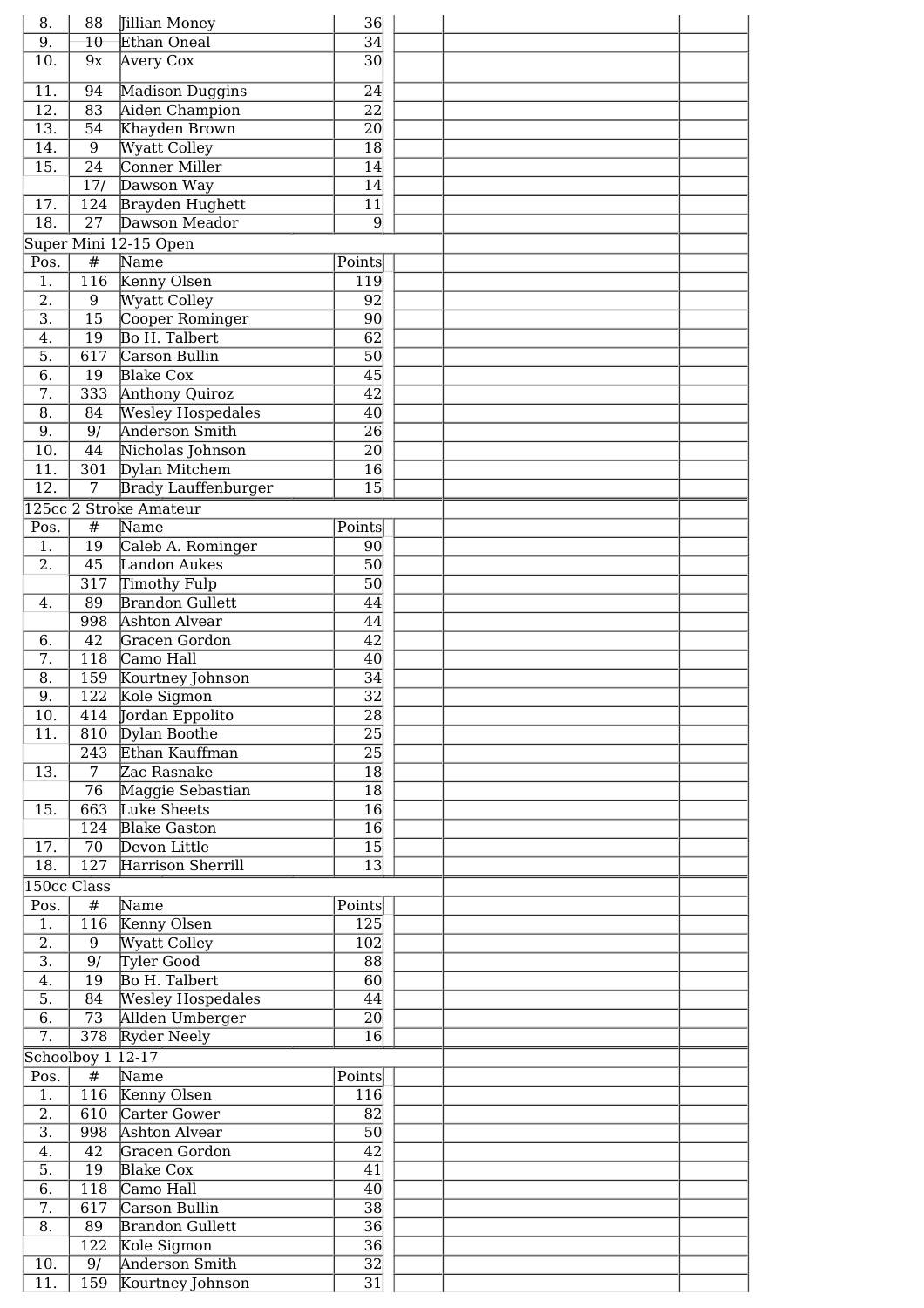| Pos. | # | Name | Points | | | |
|---|---|---|---|---|---|---|
| 8. | 88 | Jillian Money | 36 | | | |
| 9. | 10 | Ethan Oneal | 34 | | | |
| 10. | 9x | Avery Cox | 30 | | | |
| 11. | 94 | Madison Duggins | 24 | | | |
| 12. | 83 | Aiden Champion | 22 | | | |
| 13. | 54 | Khayden Brown | 20 | | | |
| 14. | 9 | Wyatt Colley | 18 | | | |
| 15. | 24 | Conner Miller | 14 | | | |
| | 17/ | Dawson Way | 14 | | | |
| 17. | 124 | Brayden Hughett | 11 | | | |
| 18. | 27 | Dawson Meador | 9 | | | |

Super Mini 12-15 Open

| Pos. | # | Name | Points | | | |
|---|---|---|---|---|---|---|
| 1. | 116 | Kenny Olsen | 119 | | | |
| 2. | 9 | Wyatt Colley | 92 | | | |
| 3. | 15 | Cooper Rominger | 90 | | | |
| 4. | 19 | Bo H. Talbert | 62 | | | |
| 5. | 617 | Carson Bullin | 50 | | | |
| 6. | 19 | Blake Cox | 45 | | | |
| 7. | 333 | Anthony Quiroz | 42 | | | |
| 8. | 84 | Wesley Hospedales | 40 | | | |
| 9. | 9/ | Anderson Smith | 26 | | | |
| 10. | 44 | Nicholas Johnson | 20 | | | |
| 11. | 301 | Dylan Mitchem | 16 | | | |
| 12. | 7 | Brady Lauffenburger | 15 | | | |

125cc 2 Stroke Amateur

| Pos. | # | Name | Points | | | |
|---|---|---|---|---|---|---|
| 1. | 19 | Caleb A. Rominger | 90 | | | |
| 2. | 45 | Landon Aukes | 50 | | | |
| | 317 | Timothy Fulp | 50 | | | |
| 4. | 89 | Brandon Gullett | 44 | | | |
| | 998 | Ashton Alvear | 44 | | | |
| 6. | 42 | Gracen Gordon | 42 | | | |
| 7. | 118 | Camo Hall | 40 | | | |
| 8. | 159 | Kourtney Johnson | 34 | | | |
| 9. | 122 | Kole Sigmon | 32 | | | |
| 10. | 414 | Jordan Eppolito | 28 | | | |
| 11. | 810 | Dylan Boothe | 25 | | | |
| | 243 | Ethan Kauffman | 25 | | | |
| 13. | 7 | Zac Rasnake | 18 | | | |
| | 76 | Maggie Sebastian | 18 | | | |
| 15. | 663 | Luke Sheets | 16 | | | |
| | 124 | Blake Gaston | 16 | | | |
| 17. | 70 | Devon Little | 15 | | | |
| 18. | 127 | Harrison Sherrill | 13 | | | |

150cc Class

| Pos. | # | Name | Points | | | |
|---|---|---|---|---|---|---|
| 1. | 116 | Kenny Olsen | 125 | | | |
| 2. | 9 | Wyatt Colley | 102 | | | |
| 3. | 9/ | Tyler Good | 88 | | | |
| 4. | 19 | Bo H. Talbert | 60 | | | |
| 5. | 84 | Wesley Hospedales | 44 | | | |
| 6. | 73 | Allden Umberger | 20 | | | |
| 7. | 378 | Ryder Neely | 16 | | | |

Schoolboy 1 12-17

| Pos. | # | Name | Points | | | |
|---|---|---|---|---|---|---|
| 1. | 116 | Kenny Olsen | 116 | | | |
| 2. | 610 | Carter Gower | 82 | | | |
| 3. | 998 | Ashton Alvear | 50 | | | |
| 4. | 42 | Gracen Gordon | 42 | | | |
| 5. | 19 | Blake Cox | 41 | | | |
| 6. | 118 | Camo Hall | 40 | | | |
| 7. | 617 | Carson Bullin | 38 | | | |
| 8. | 89 | Brandon Gullett | 36 | | | |
| | 122 | Kole Sigmon | 36 | | | |
| 10. | 9/ | Anderson Smith | 32 | | | |
| 11. | 159 | Kourtney Johnson | 31 | | | |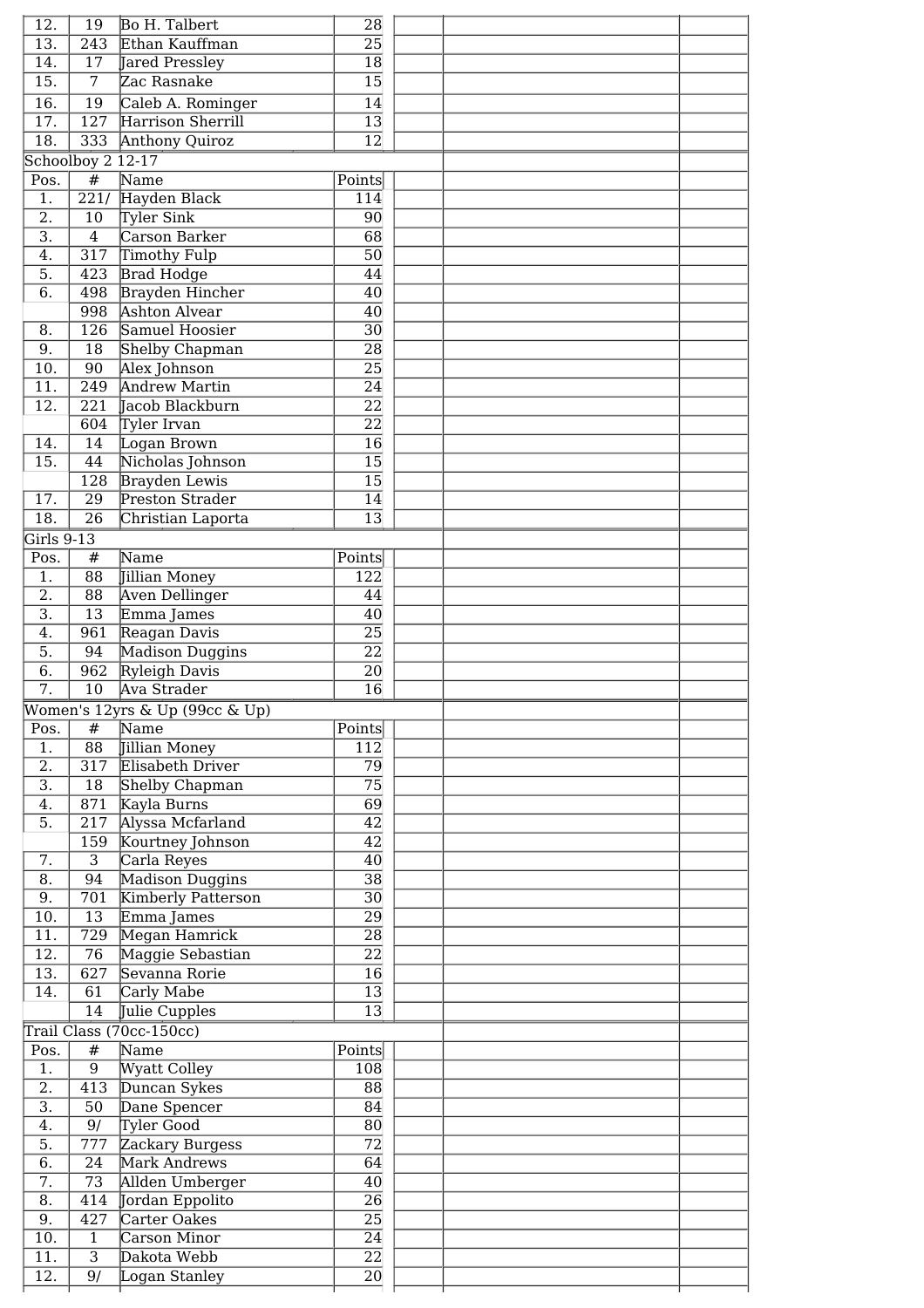| 12. | 19 | Bo H. Talbert | 28 | | | |
|---|---|---|---|---|---|---|
| 13. | 243 | Ethan Kauffman | 25 | | | |
| 14. | 17 | Jared Pressley | 18 | | | |
| 15. | 7 | Zac Rasnake | 15 | | | |
| 16. | 19 | Caleb A. Rominger | 14 | | | |
| 17. | 127 | Harrison Sherrill | 13 | | | |
| 18. | 333 | Anthony Quiroz | 12 | | | |

Schoolboy 2 12-17

| Pos. | # | Name | Points | | | |
|---|---|---|---|---|---|---|
| 1. | 221/ | Hayden Black | 114 | | | |
| 2. | 10 | Tyler Sink | 90 | | | |
| 3. | 4 | Carson Barker | 68 | | | |
| 4. | 317 | Timothy Fulp | 50 | | | |
| 5. | 423 | Brad Hodge | 44 | | | |
| 6. | 498 | Brayden Hincher | 40 | | | |
| | 998 | Ashton Alvear | 40 | | | |
| 8. | 126 | Samuel Hoosier | 30 | | | |
| 9. | 18 | Shelby Chapman | 28 | | | |
| 10. | 90 | Alex Johnson | 25 | | | |
| 11. | 249 | Andrew Martin | 24 | | | |
| 12. | 221 | Jacob Blackburn | 22 | | | |
| | 604 | Tyler Irvan | 22 | | | |
| 14. | 14 | Logan Brown | 16 | | | |
| 15. | 44 | Nicholas Johnson | 15 | | | |
| | 128 | Brayden Lewis | 15 | | | |
| 17. | 29 | Preston Strader | 14 | | | |
| 18. | 26 | Christian Laporta | 13 | | | |

Girls 9-13

| Pos. | # | Name | Points | | | |
|---|---|---|---|---|---|---|
| 1. | 88 | Jillian Money | 122 | | | |
| 2. | 88 | Aven Dellinger | 44 | | | |
| 3. | 13 | Emma James | 40 | | | |
| 4. | 961 | Reagan Davis | 25 | | | |
| 5. | 94 | Madison Duggins | 22 | | | |
| 6. | 962 | Ryleigh Davis | 20 | | | |
| 7. | 10 | Ava Strader | 16 | | | |

Women's 12yrs & Up (99cc & Up)

| Pos. | # | Name | Points | | | |
|---|---|---|---|---|---|---|
| 1. | 88 | Jillian Money | 112 | | | |
| 2. | 317 | Elisabeth Driver | 79 | | | |
| 3. | 18 | Shelby Chapman | 75 | | | |
| 4. | 871 | Kayla Burns | 69 | | | |
| 5. | 217 | Alyssa Mcfarland | 42 | | | |
| | 159 | Kourtney Johnson | 42 | | | |
| 7. | 3 | Carla Reyes | 40 | | | |
| 8. | 94 | Madison Duggins | 38 | | | |
| 9. | 701 | Kimberly Patterson | 30 | | | |
| 10. | 13 | Emma James | 29 | | | |
| 11. | 729 | Megan Hamrick | 28 | | | |
| 12. | 76 | Maggie Sebastian | 22 | | | |
| 13. | 627 | Sevanna Rorie | 16 | | | |
| 14. | 61 | Carly Mabe | 13 | | | |
| | 14 | Julie Cupples | 13 | | | |

Trail Class (70cc-150cc)

| Pos. | # | Name | Points | | | |
|---|---|---|---|---|---|---|
| 1. | 9 | Wyatt Colley | 108 | | | |
| 2. | 413 | Duncan Sykes | 88 | | | |
| 3. | 50 | Dane Spencer | 84 | | | |
| 4. | 9/ | Tyler Good | 80 | | | |
| 5. | 777 | Zackary Burgess | 72 | | | |
| 6. | 24 | Mark Andrews | 64 | | | |
| 7. | 73 | Allden Umberger | 40 | | | |
| 8. | 414 | Jordan Eppolito | 26 | | | |
| 9. | 427 | Carter Oakes | 25 | | | |
| 10. | 1 | Carson Minor | 24 | | | |
| 11. | 3 | Dakota Webb | 22 | | | |
| 12. | 9/ | Logan Stanley | 20 | | | |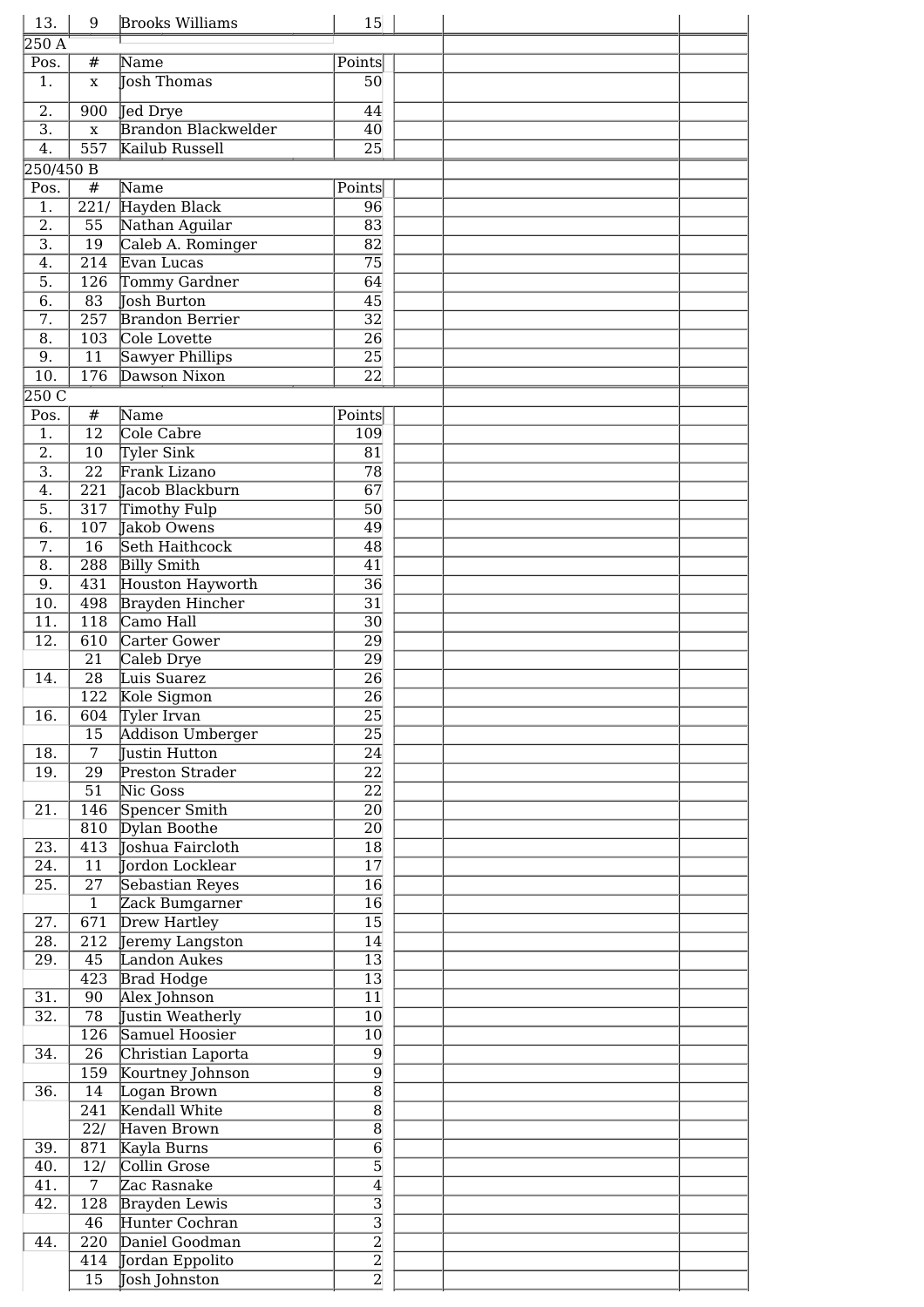| Pos. | # | Name | Points |
|---|---|---|---|
| 13. | 9 | Brooks Williams | 15 |

250 A

| Pos. | # | Name | Points |
|---|---|---|---|
| 1. | x | Josh Thomas | 50 |
| 2. | 900 | Jed Drye | 44 |
| 3. | x | Brandon Blackwelder | 40 |
| 4. | 557 | Kailub Russell | 25 |

250/450 B

| Pos. | # | Name | Points |
|---|---|---|---|
| 1. | 221/ | Hayden Black | 96 |
| 2. | 55 | Nathan Aguilar | 83 |
| 3. | 19 | Caleb A. Rominger | 82 |
| 4. | 214 | Evan Lucas | 75 |
| 5. | 126 | Tommy Gardner | 64 |
| 6. | 83 | Josh Burton | 45 |
| 7. | 257 | Brandon Berrier | 32 |
| 8. | 103 | Cole Lovette | 26 |
| 9. | 11 | Sawyer Phillips | 25 |
| 10. | 176 | Dawson Nixon | 22 |

250 C

| Pos. | # | Name | Points |
|---|---|---|---|
| 1. | 12 | Cole Cabre | 109 |
| 2. | 10 | Tyler Sink | 81 |
| 3. | 22 | Frank Lizano | 78 |
| 4. | 221 | Jacob Blackburn | 67 |
| 5. | 317 | Timothy Fulp | 50 |
| 6. | 107 | Jakob Owens | 49 |
| 7. | 16 | Seth Haithcock | 48 |
| 8. | 288 | Billy Smith | 41 |
| 9. | 431 | Houston Hayworth | 36 |
| 10. | 498 | Brayden Hincher | 31 |
| 11. | 118 | Camo Hall | 30 |
| 12. | 610 | Carter Gower | 29 |
| | 21 | Caleb Drye | 29 |
| 14. | 28 | Luis Suarez | 26 |
| | 122 | Kole Sigmon | 26 |
| 16. | 604 | Tyler Irvan | 25 |
| | 15 | Addison Umberger | 25 |
| 18. | 7 | Justin Hutton | 24 |
| 19. | 29 | Preston Strader | 22 |
| | 51 | Nic Goss | 22 |
| 21. | 146 | Spencer Smith | 20 |
| | 810 | Dylan Boothe | 20 |
| 23. | 413 | Joshua Faircloth | 18 |
| 24. | 11 | Jordon Locklear | 17 |
| 25. | 27 | Sebastian Reyes | 16 |
| | 1 | Zack Bumgarner | 16 |
| 27. | 671 | Drew Hartley | 15 |
| 28. | 212 | Jeremy Langston | 14 |
| 29. | 45 | Landon Aukes | 13 |
| | 423 | Brad Hodge | 13 |
| 31. | 90 | Alex Johnson | 11 |
| 32. | 78 | Justin Weatherly | 10 |
| | 126 | Samuel Hoosier | 10 |
| 34. | 26 | Christian Laporta | 9 |
| | 159 | Kourtney Johnson | 9 |
| 36. | 14 | Logan Brown | 8 |
| | 241 | Kendall White | 8 |
| | 22/ | Haven Brown | 8 |
| 39. | 871 | Kayla Burns | 6 |
| 40. | 12/ | Collin Grose | 5 |
| 41. | 7 | Zac Rasnake | 4 |
| 42. | 128 | Brayden Lewis | 3 |
| | 46 | Hunter Cochran | 3 |
| 44. | 220 | Daniel Goodman | 2 |
| | 414 | Jordan Eppolito | 2 |
| | 15 | Josh Johnston | 2 |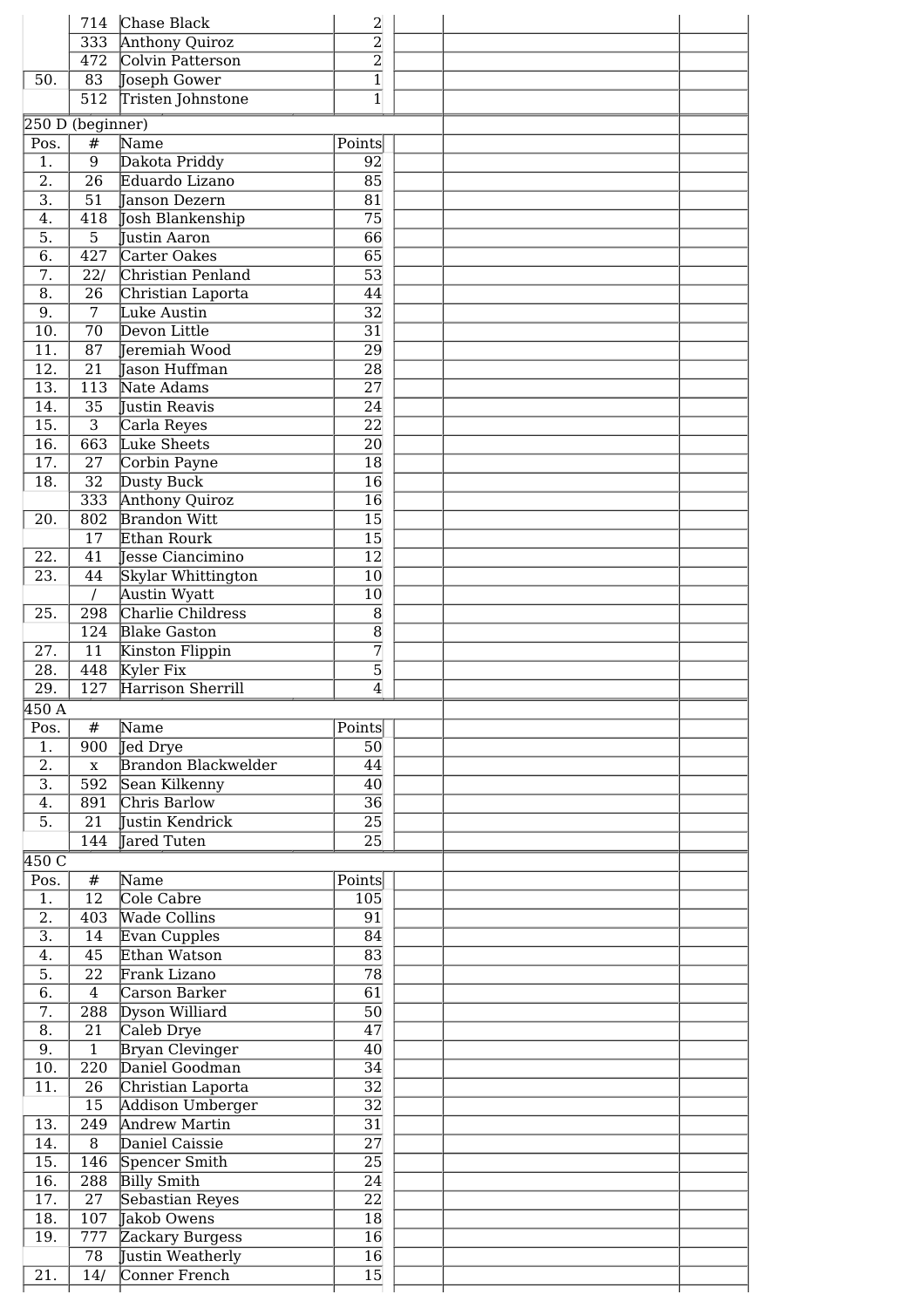| Pos. | # | Name | Points |
|---|---|---|---|
| | 714 | Chase Black | 2 |
| | 333 | Anthony Quiroz | 2 |
| | 472 | Colvin Patterson | 2 |
| 50. | 83 | Joseph Gower | 1 |
| | 512 | Tristen Johnstone | 1 |

250 D (beginner)

| Pos. | # | Name | Points |
|---|---|---|---|
| 1. | 9 | Dakota Priddy | 92 |
| 2. | 26 | Eduardo Lizano | 85 |
| 3. | 51 | Janson Dezern | 81 |
| 4. | 418 | Josh Blankenship | 75 |
| 5. | 5 | Justin Aaron | 66 |
| 6. | 427 | Carter Oakes | 65 |
| 7. | 22/ | Christian Penland | 53 |
| 8. | 26 | Christian Laporta | 44 |
| 9. | 7 | Luke Austin | 32 |
| 10. | 70 | Devon Little | 31 |
| 11. | 87 | Jeremiah Wood | 29 |
| 12. | 21 | Jason Huffman | 28 |
| 13. | 113 | Nate Adams | 27 |
| 14. | 35 | Justin Reavis | 24 |
| 15. | 3 | Carla Reyes | 22 |
| 16. | 663 | Luke Sheets | 20 |
| 17. | 27 | Corbin Payne | 18 |
| 18. | 32 | Dusty Buck | 16 |
| | 333 | Anthony Quiroz | 16 |
| 20. | 802 | Brandon Witt | 15 |
| | 17 | Ethan Rourk | 15 |
| 22. | 41 | Jesse Ciancimino | 12 |
| 23. | 44 | Skylar Whittington | 10 |
| | / | Austin Wyatt | 10 |
| 25. | 298 | Charlie Childress | 8 |
| | 124 | Blake Gaston | 8 |
| 27. | 11 | Kinston Flippin | 7 |
| 28. | 448 | Kyler Fix | 5 |
| 29. | 127 | Harrison Sherrill | 4 |

450 A

| Pos. | # | Name | Points |
|---|---|---|---|
| 1. | 900 | Jed Drye | 50 |
| 2. | x | Brandon Blackwelder | 44 |
| 3. | 592 | Sean Kilkenny | 40 |
| 4. | 891 | Chris Barlow | 36 |
| 5. | 21 | Justin Kendrick | 25 |
| | 144 | Jared Tuten | 25 |

450 C

| Pos. | # | Name | Points |
|---|---|---|---|
| 1. | 12 | Cole Cabre | 105 |
| 2. | 403 | Wade Collins | 91 |
| 3. | 14 | Evan Cupples | 84 |
| 4. | 45 | Ethan Watson | 83 |
| 5. | 22 | Frank Lizano | 78 |
| 6. | 4 | Carson Barker | 61 |
| 7. | 288 | Dyson Williard | 50 |
| 8. | 21 | Caleb Drye | 47 |
| 9. | 1 | Bryan Clevinger | 40 |
| 10. | 220 | Daniel Goodman | 34 |
| 11. | 26 | Christian Laporta | 32 |
| | 15 | Addison Umberger | 32 |
| 13. | 249 | Andrew Martin | 31 |
| 14. | 8 | Daniel Caissie | 27 |
| 15. | 146 | Spencer Smith | 25 |
| 16. | 288 | Billy Smith | 24 |
| 17. | 27 | Sebastian Reyes | 22 |
| 18. | 107 | Jakob Owens | 18 |
| 19. | 777 | Zackary Burgess | 16 |
| | 78 | Justin Weatherly | 16 |
| 21. | 14/ | Conner French | 15 |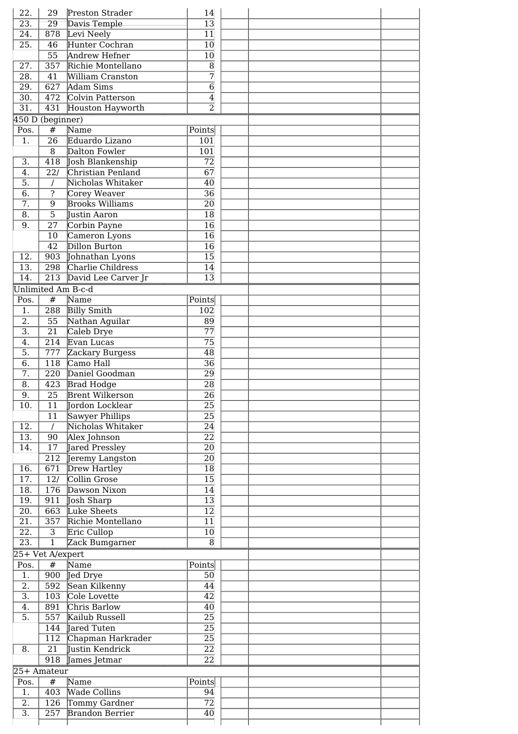| Pos. | # | Name | Points | | | |
|---|---|---|---|---|---|---|
| 22. | 29 | Preston Strader | 14 | | | |
| 23. | 29 | Davis Temple | 13 | | | |
| 24. | 878 | Levi Neely | 11 | | | |
| 25. | 46 | Hunter Cochran | 10 | | | |
| | 55 | Andrew Hefner | 10 | | | |
| 27. | 357 | Richie Montellano | 8 | | | |
| 28. | 41 | William Cranston | 7 | | | |
| 29. | 627 | Adam Sims | 6 | | | |
| 30. | 472 | Colvin Patterson | 4 | | | |
| 31. | 431 | Houston Hayworth | 2 | | | |

450 D (beginner)

| Pos. | # | Name | Points | | | |
|---|---|---|---|---|---|---|
| 1. | 26 | Eduardo Lizano | 101 | | | |
| | 8 | Dalton Fowler | 101 | | | |
| 3. | 418 | Josh Blankenship | 72 | | | |
| 4. | 22/ | Christian Penland | 67 | | | |
| 5. | / | Nicholas Whitaker | 40 | | | |
| 6. | ? | Corey Weaver | 36 | | | |
| 7. | 9 | Brooks Williams | 20 | | | |
| 8. | 5 | Justin Aaron | 18 | | | |
| 9. | 27 | Corbin Payne | 16 | | | |
| | 10 | Cameron Lyons | 16 | | | |
| | 42 | Dillon Burton | 16 | | | |
| 12. | 903 | Johnathan Lyons | 15 | | | |
| 13. | 298 | Charlie Childress | 14 | | | |
| 14. | 213 | David Lee Carver Jr | 13 | | | |

Unlimited Am B-c-d

| Pos. | # | Name | Points | | | |
|---|---|---|---|---|---|---|
| 1. | 288 | Billy Smith | 102 | | | |
| 2. | 55 | Nathan Aguilar | 89 | | | |
| 3. | 21 | Caleb Drye | 77 | | | |
| 4. | 214 | Evan Lucas | 75 | | | |
| 5. | 777 | Zackary Burgess | 48 | | | |
| 6. | 118 | Camo Hall | 36 | | | |
| 7. | 220 | Daniel Goodman | 29 | | | |
| 8. | 423 | Brad Hodge | 28 | | | |
| 9. | 25 | Brent Wilkerson | 26 | | | |
| 10. | 11 | Jordon Locklear | 25 | | | |
| | 11 | Sawyer Phillips | 25 | | | |
| 12. | / | Nicholas Whitaker | 24 | | | |
| 13. | 90 | Alex Johnson | 22 | | | |
| 14. | 17 | Jared Pressley | 20 | | | |
| | 212 | Jeremy Langston | 20 | | | |
| 16. | 671 | Drew Hartley | 18 | | | |
| 17. | 12/ | Collin Grose | 15 | | | |
| 18. | 176 | Dawson Nixon | 14 | | | |
| 19. | 911 | Josh Sharp | 13 | | | |
| 20. | 663 | Luke Sheets | 12 | | | |
| 21. | 357 | Richie Montellano | 11 | | | |
| 22. | 3 | Eric Cullop | 10 | | | |
| 23. | 1 | Zack Bumgarner | 8 | | | |

25+ Vet A/expert

| Pos. | # | Name | Points | | | |
|---|---|---|---|---|---|---|
| 1. | 900 | Jed Drye | 50 | | | |
| 2. | 592 | Sean Kilkenny | 44 | | | |
| 3. | 103 | Cole Lovette | 42 | | | |
| 4. | 891 | Chris Barlow | 40 | | | |
| 5. | 557 | Kailub Russell | 25 | | | |
| | 144 | Jared Tuten | 25 | | | |
| | 112 | Chapman Harkrader | 25 | | | |
| 8. | 21 | Justin Kendrick | 22 | | | |
| | 918 | James Jetmar | 22 | | | |

25+ Amateur

| Pos. | # | Name | Points | | | |
|---|---|---|---|---|---|---|
| 1. | 403 | Wade Collins | 94 | | | |
| 2. | 126 | Tommy Gardner | 72 | | | |
| 3. | 257 | Brandon Berrier | 40 | | | |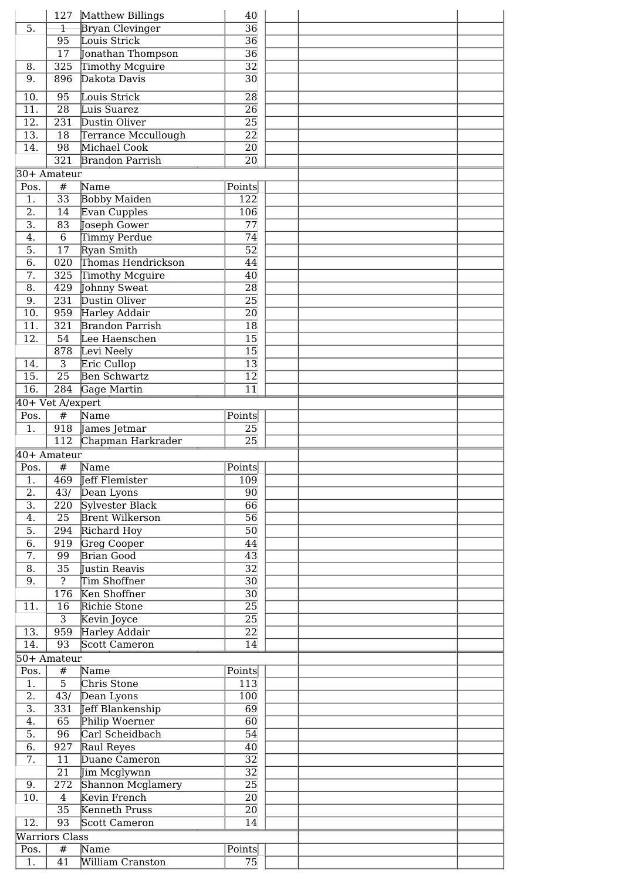| | # | Name | Points | | | |
|---|---|---|---|---|---|---|
| | 127 | Matthew Billings | 40 | | | |
| 5. | 1 | Bryan Clevinger | 36 | | | |
| | 95 | Louis Strick | 36 | | | |
| | 17 | Jonathan Thompson | 36 | | | |
| 8. | 325 | Timothy Mcguire | 32 | | | |
| 9. | 896 | Dakota Davis | 30 | | | |
| 10. | 95 | Louis Strick | 28 | | | |
| 11. | 28 | Luis Suarez | 26 | | | |
| 12. | 231 | Dustin Oliver | 25 | | | |
| 13. | 18 | Terrance Mccullough | 22 | | | |
| 14. | 98 | Michael Cook | 20 | | | |
| | 321 | Brandon Parrish | 20 | | | |

30+ Amateur

| Pos. | # | Name | Points | | | |
|---|---|---|---|---|---|---|
| 1. | 33 | Bobby Maiden | 122 | | | |
| 2. | 14 | Evan Cupples | 106 | | | |
| 3. | 83 | Joseph Gower | 77 | | | |
| 4. | 6 | Timmy Perdue | 74 | | | |
| 5. | 17 | Ryan Smith | 52 | | | |
| 6. | 020 | Thomas Hendrickson | 44 | | | |
| 7. | 325 | Timothy Mcguire | 40 | | | |
| 8. | 429 | Johnny Sweat | 28 | | | |
| 9. | 231 | Dustin Oliver | 25 | | | |
| 10. | 959 | Harley Addair | 20 | | | |
| 11. | 321 | Brandon Parrish | 18 | | | |
| 12. | 54 | Lee Haenschen | 15 | | | |
| | 878 | Levi Neely | 15 | | | |
| 14. | 3 | Eric Cullop | 13 | | | |
| 15. | 25 | Ben Schwartz | 12 | | | |
| 16. | 284 | Gage Martin | 11 | | | |

40+ Vet A/expert

| Pos. | # | Name | Points | | | |
|---|---|---|---|---|---|---|
| 1. | 918 | James Jetmar | 25 | | | |
| | 112 | Chapman Harkrader | 25 | | | |

40+ Amateur

| Pos. | # | Name | Points | | | |
|---|---|---|---|---|---|---|
| 1. | 469 | Jeff Flemister | 109 | | | |
| 2. | 43/ | Dean Lyons | 90 | | | |
| 3. | 220 | Sylvester Black | 66 | | | |
| 4. | 25 | Brent Wilkerson | 56 | | | |
| 5. | 294 | Richard Hoy | 50 | | | |
| 6. | 919 | Greg Cooper | 44 | | | |
| 7. | 99 | Brian Good | 43 | | | |
| 8. | 35 | Justin Reavis | 32 | | | |
| 9. | ? | Tim Shoffner | 30 | | | |
| | 176 | Ken Shoffner | 30 | | | |
| 11. | 16 | Richie Stone | 25 | | | |
| | 3 | Kevin Joyce | 25 | | | |
| 13. | 959 | Harley Addair | 22 | | | |
| 14. | 93 | Scott Cameron | 14 | | | |

50+ Amateur

| Pos. | # | Name | Points | | | |
|---|---|---|---|---|---|---|
| 1. | 5 | Chris Stone | 113 | | | |
| 2. | 43/ | Dean Lyons | 100 | | | |
| 3. | 331 | Jeff Blankenship | 69 | | | |
| 4. | 65 | Philip Woerner | 60 | | | |
| 5. | 96 | Carl Scheidbach | 54 | | | |
| 6. | 927 | Raul Reyes | 40 | | | |
| 7. | 11 | Duane Cameron | 32 | | | |
| | 21 | Jim Mcglywnn | 32 | | | |
| 9. | 272 | Shannon Mcglamery | 25 | | | |
| 10. | 4 | Kevin French | 20 | | | |
| | 35 | Kenneth Pruss | 20 | | | |
| 12. | 93 | Scott Cameron | 14 | | | |

Warriors Class

| Pos. | # | Name | Points | | | |
|---|---|---|---|---|---|---|
| 1. | 41 | William Cranston | 75 | | | |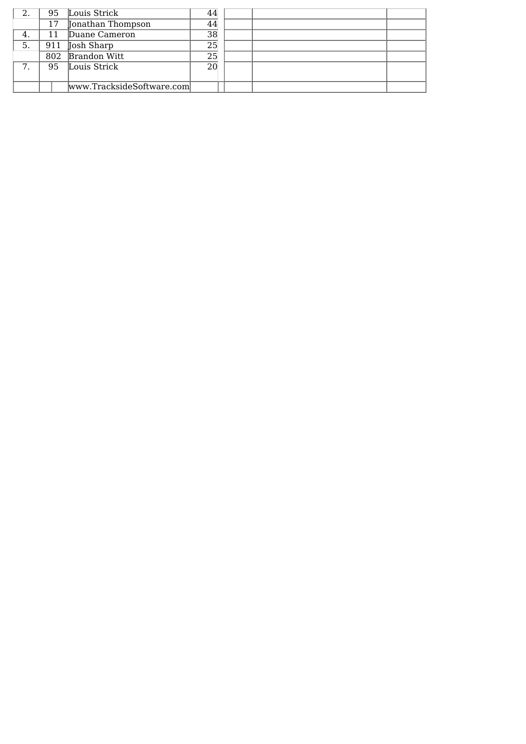| | | | | | | |
|---|---|---|---|---|---|---|
| 2. | 95 | Louis Strick | 44 | | | |
| | 17 | Jonathan Thompson | 44 | | | |
| 4. | 11 | Duane Cameron | 38 | | | |
| 5. | 911 | Josh Sharp | 25 | | | |
| | 802 | Brandon Witt | 25 | | | |
| 7. | 95 | Louis Strick | 20 | | | |
| | | www.TracksideSoftware.com | | | | |